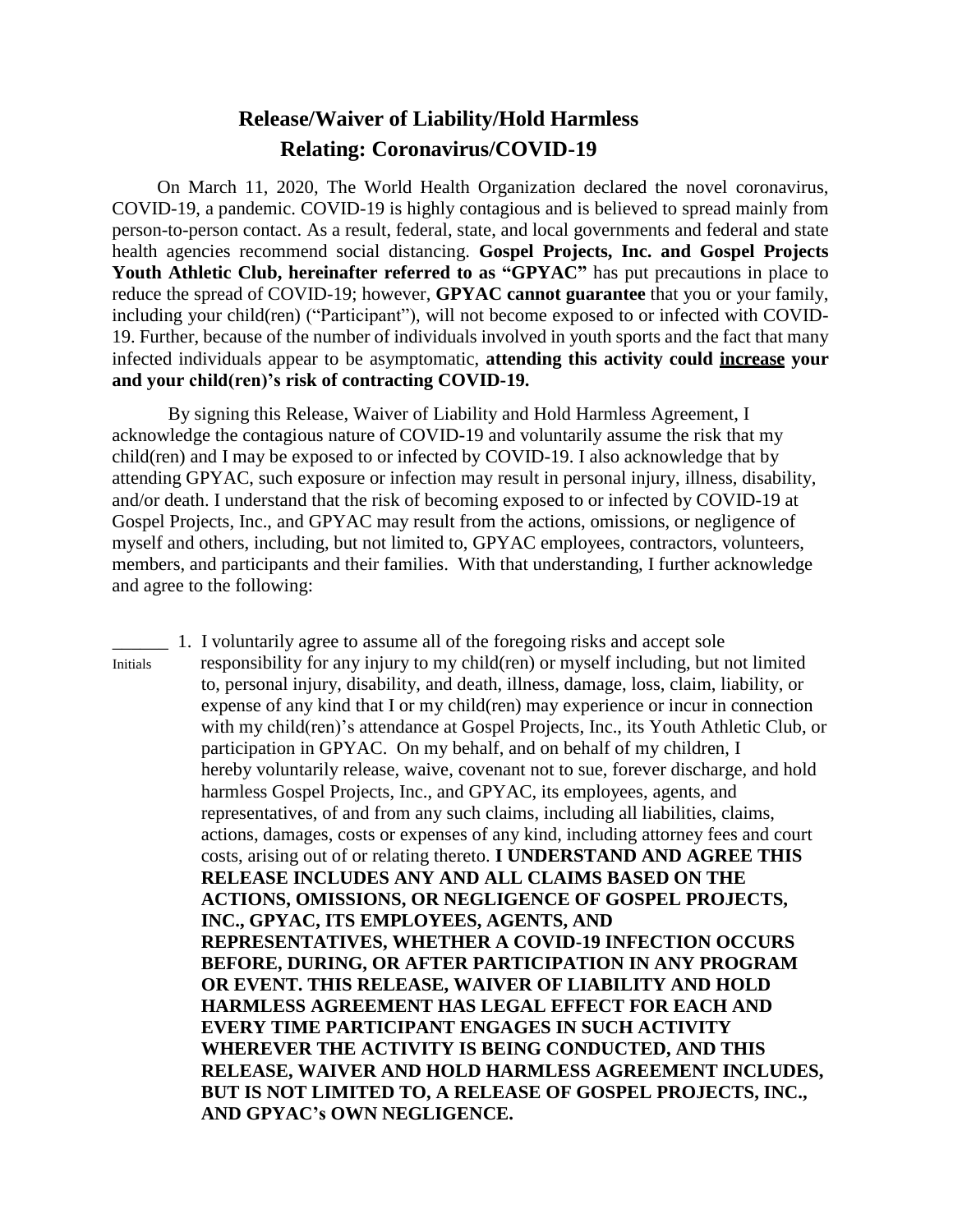# Release/Waiver of Liability/Hold Harmless
## Relating: Coronavirus/COVID-19

On March 11, 2020, The World Health Organization declared the novel coronavirus, COVID-19, a pandemic. COVID-19 is highly contagious and is believed to spread mainly from person-to-person contact. As a result, federal, state, and local governments and federal and state health agencies recommend social distancing. **Gospel Projects, Inc. and Gospel Projects Youth Athletic Club, hereinafter referred to as "GPYAC"** has put precautions in place to reduce the spread of COVID-19; however, **GPYAC cannot guarantee** that you or your family, including your child(ren) ("Participant"), will not become exposed to or infected with COVID-19. Further, because of the number of individuals involved in youth sports and the fact that many infected individuals appear to be asymptomatic, **attending this activity could <u>increase</u> your and your child(ren)'s risk of contracting COVID-19.**

By signing this Release, Waiver of Liability and Hold Harmless Agreement, I acknowledge the contagious nature of COVID-19 and voluntarily assume the risk that my child(ren) and I may be exposed to or infected by COVID-19. I also acknowledge that by attending GPYAC, such exposure or infection may result in personal injury, illness, disability, and/or death. I understand that the risk of becoming exposed to or infected by COVID-19 at Gospel Projects, Inc., and GPYAC may result from the actions, omissions, or negligence of myself and others, including, but not limited to, GPYAC employees, contractors, volunteers, members, and participants and their families. With that understanding, I further acknowledge and agree to the following:

______ 1. I voluntarily agree to assume all of the foregoing risks and accept sole
Initials responsibility for any injury to my child(ren) or myself including, but not limited to, personal injury, disability, and death, illness, damage, loss, claim, liability, or expense of any kind that I or my child(ren) may experience or incur in connection with my child(ren)'s attendance at Gospel Projects, Inc., its Youth Athletic Club, or participation in GPYAC. On my behalf, and on behalf of my children, I hereby voluntarily release, waive, covenant not to sue, forever discharge, and hold harmless Gospel Projects, Inc., and GPYAC, its employees, agents, and representatives, of and from any such claims, including all liabilities, claims, actions, damages, costs or expenses of any kind, including attorney fees and court costs, arising out of or relating thereto. **I UNDERSTAND AND AGREE THIS RELEASE INCLUDES ANY AND ALL CLAIMS BASED ON THE ACTIONS, OMISSIONS, OR NEGLIGENCE OF GOSPEL PROJECTS, INC., GPYAC, ITS EMPLOYEES, AGENTS, AND REPRESENTATIVES, WHETHER A COVID-19 INFECTION OCCURS BEFORE, DURING, OR AFTER PARTICIPATION IN ANY PROGRAM OR EVENT. THIS RELEASE, WAIVER OF LIABILITY AND HOLD HARMLESS AGREEMENT HAS LEGAL EFFECT FOR EACH AND EVERY TIME PARTICIPANT ENGAGES IN SUCH ACTIVITY WHEREVER THE ACTIVITY IS BEING CONDUCTED, AND THIS RELEASE, WAIVER AND HOLD HARMLESS AGREEMENT INCLUDES, BUT IS NOT LIMITED TO, A RELEASE OF GOSPEL PROJECTS, INC., AND GPYAC's OWN NEGLIGENCE.**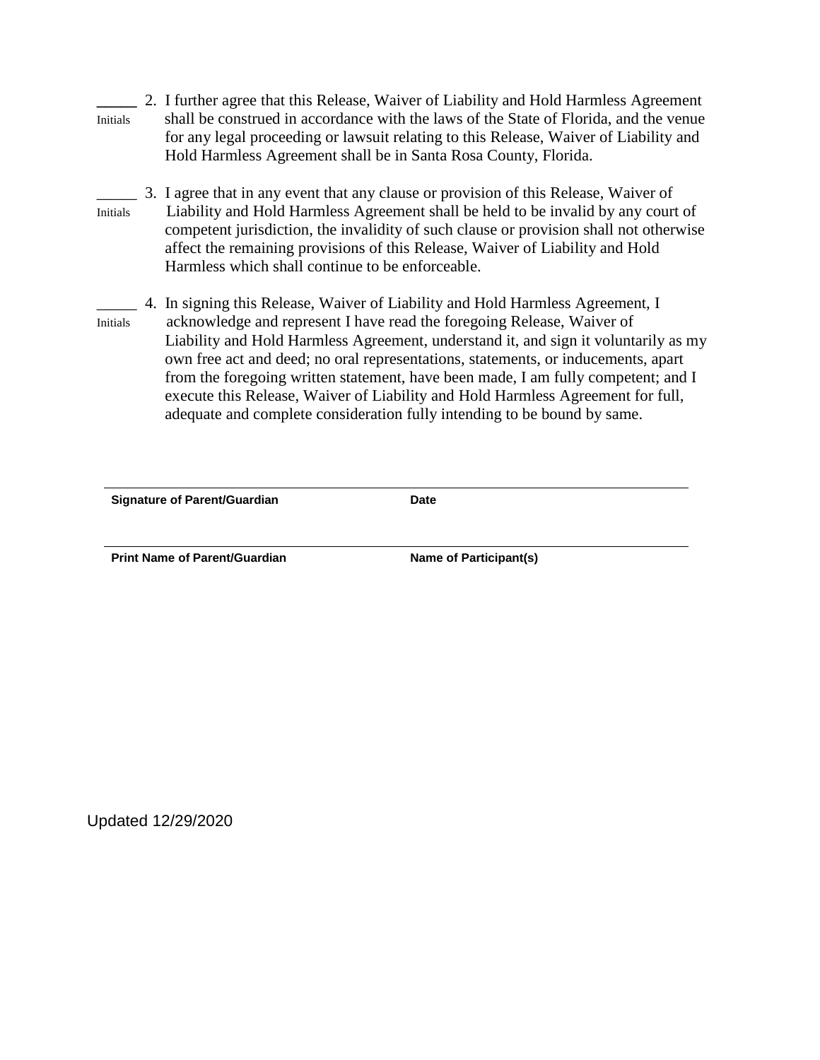_____ 2. I further agree that this Release, Waiver of Liability and Hold Harmless Agreement shall be construed in accordance with the laws of the State of Florida, and the venue for any legal proceeding or lawsuit relating to this Release, Waiver of Liability and Hold Harmless Agreement shall be in Santa Rosa County, Florida.
Initials

_____ 3. I agree that in any event that any clause or provision of this Release, Waiver of Liability and Hold Harmless Agreement shall be held to be invalid by any court of competent jurisdiction, the invalidity of such clause or provision shall not otherwise affect the remaining provisions of this Release, Waiver of Liability and Hold Harmless which shall continue to be enforceable.
Initials

_____ 4. In signing this Release, Waiver of Liability and Hold Harmless Agreement, I acknowledge and represent I have read the foregoing Release, Waiver of Liability and Hold Harmless Agreement, understand it, and sign it voluntarily as my own free act and deed; no oral representations, statements, or inducements, apart from the foregoing written statement, have been made, I am fully competent; and I execute this Release, Waiver of Liability and Hold Harmless Agreement for full, adequate and complete consideration fully intending to be bound by same.
Initials

______________________________________________________________

**Signature of Parent/Guardian** **Date**

______________________________________________________________

**Print Name of Parent/Guardian** **Name of Participant(s)**

Updated 12/29/2020